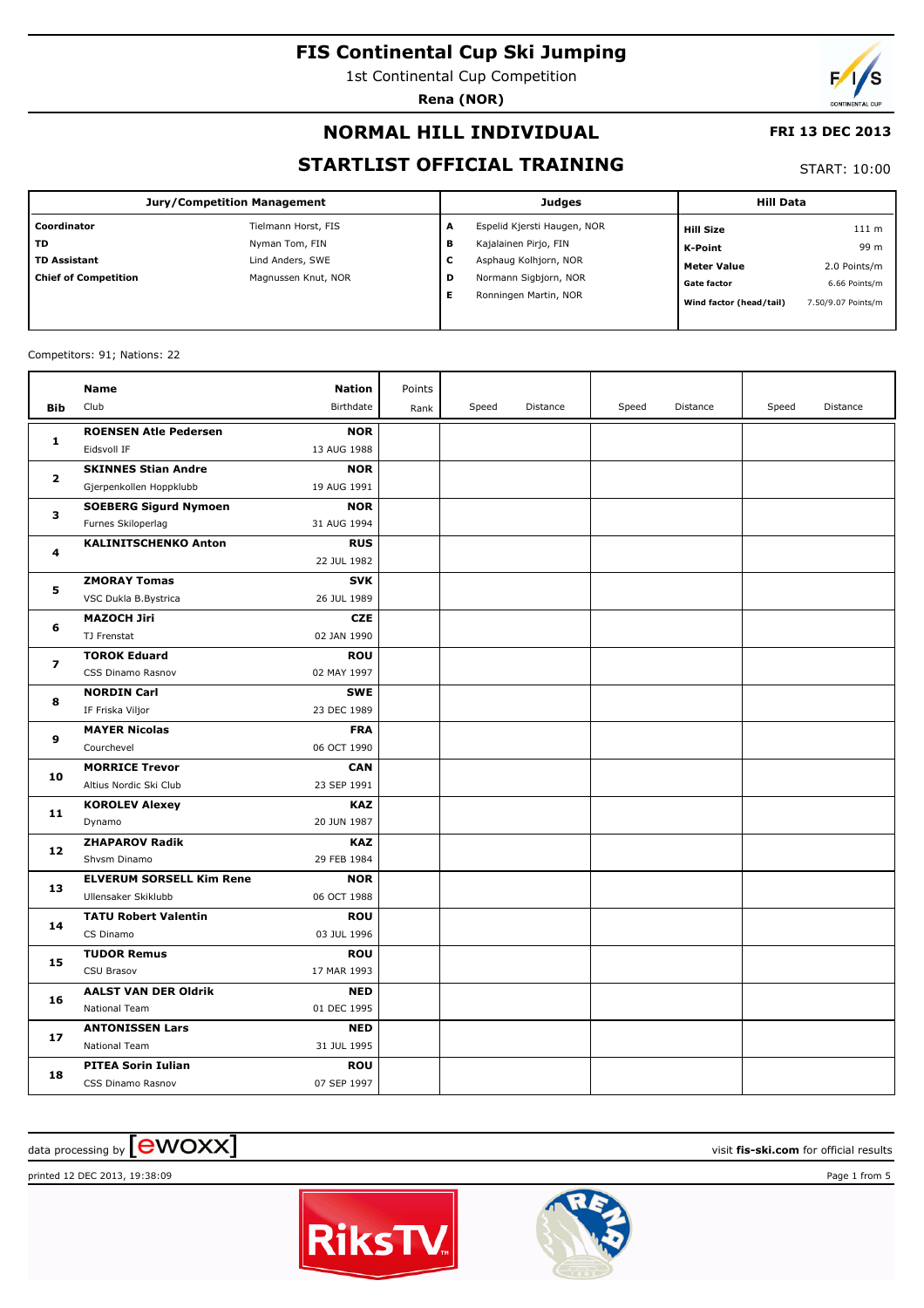# FIS Continental Cup Ski Jumping

1st Continental Cup Competition

**Rena (NOR)**

## NORMAL HILL INDIVIDUAL

**FRI 13 DEC 2013**

## STARTLIST OFFICIAL TRAINING

START: 10:00

| Jury/Competition Management | | Judges | | Hill Data | |
|---|---|---|---|---|---|
| **Coordinator** | Tielmann Horst, FIS | **A** | Espelid Kjersti Haugen, NOR | **Hill Size** | 111 m |
| **TD** | Nyman Tom, FIN | **B** | Kajalainen Pirjo, FIN | **K-Point** | 99 m |
| **TD Assistant** | Lind Anders, SWE | **C** | Asphaug Kolhjorn, NOR | **Meter Value** | 2.0 Points/m |
| **Chief of Competition** | Magnussen Knut, NOR | **D** | Normann Sigbjorn, NOR | **Gate factor** | 6.66 Points/m |
| | | **E** | Ronningen Martin, NOR | **Wind factor (head/tail)** | 7.50/9.07 Points/m |

Competitors: 91; Nations: 22

| Bib | Name / Club | Nation / Birthdate | Points / Rank | Speed | Distance | Speed | Distance | Speed | Distance |
|---|---|---|---|---|---|---|---|---|---|
| 1 | **ROENSEN Atle Pedersen**<br>Eidsvoll IF | **NOR**<br>13 AUG 1988 | | | | | | | |
| 2 | **SKINNES Stian Andre**<br>Gjerpenkollen Hoppklubb | **NOR**<br>19 AUG 1991 | | | | | | | |
| 3 | **SOEBERG Sigurd Nymoen**<br>Furnes Skiloperlag | **NOR**<br>31 AUG 1994 | | | | | | | |
| 4 | **KALINITSCHENKO Anton** | **RUS**<br>22 JUL 1982 | | | | | | | |
| 5 | **ZMORAY Tomas**<br>VSC Dukla B.Bystrica | **SVK**<br>26 JUL 1989 | | | | | | | |
| 6 | **MAZOCH Jiri**<br>TJ Frenstat | **CZE**<br>02 JAN 1990 | | | | | | | |
| 7 | **TOROK Eduard**<br>CSS Dinamo Rasnov | **ROU**<br>02 MAY 1997 | | | | | | | |
| 8 | **NORDIN Carl**<br>IF Friska Viljor | **SWE**<br>23 DEC 1989 | | | | | | | |
| 9 | **MAYER Nicolas**<br>Courchevel | **FRA**<br>06 OCT 1990 | | | | | | | |
| 10 | **MORRICE Trevor**<br>Altius Nordic Ski Club | **CAN**<br>23 SEP 1991 | | | | | | | |
| 11 | **KOROLEV Alexey**<br>Dynamo | **KAZ**<br>20 JUN 1987 | | | | | | | |
| 12 | **ZHAPAROV Radik**<br>Shvsm Dinamo | **KAZ**<br>29 FEB 1984 | | | | | | | |
| 13 | **ELVERUM SORSELL Kim Rene**<br>Ullensaker Skiklubb | **NOR**<br>06 OCT 1988 | | | | | | | |
| 14 | **TATU Robert Valentin**<br>CS Dinamo | **ROU**<br>03 JUL 1996 | | | | | | | |
| 15 | **TUDOR Remus**<br>CSU Brasov | **ROU**<br>17 MAR 1993 | | | | | | | |
| 16 | **AALST VAN DER Oldrik**<br>National Team | **NED**<br>01 DEC 1995 | | | | | | | |
| 17 | **ANTONISSEN Lars**<br>National Team | **NED**<br>31 JUL 1995 | | | | | | | |
| 18 | **PITEA Sorin Iulian**<br>CSS Dinamo Rasnov | **ROU**<br>07 SEP 1997 | | | | | | | |

data processing by ewoxx — visit **fis-ski.com** for official results

printed 12 DEC 2013, 19:38:09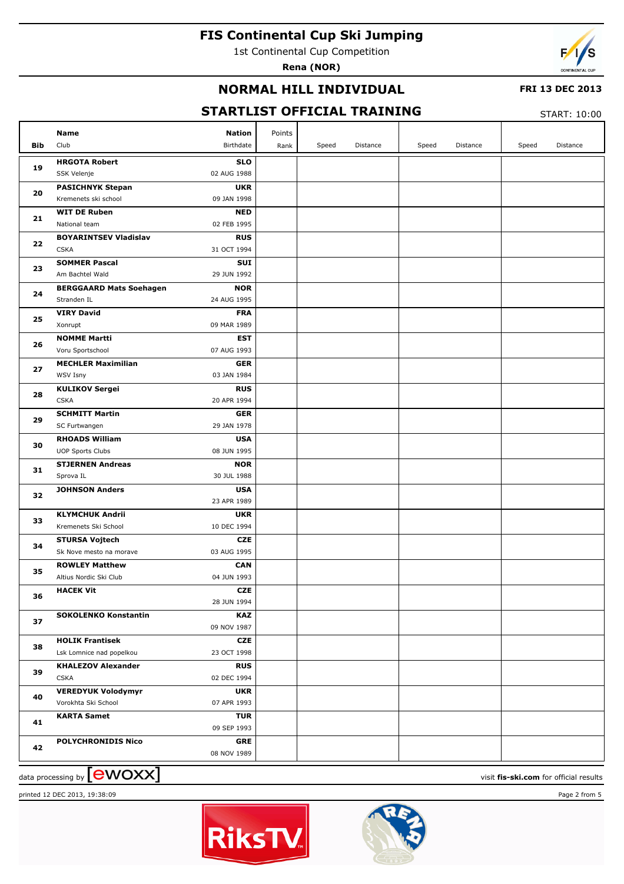# FIS Continental Cup Ski Jumping

1st Continental Cup Competition

**Rena (NOR)**

## NORMAL HILL INDIVIDUAL

**FRI 13 DEC 2013**

## STARTLIST OFFICIAL TRAINING

START: 10:00

| Bib | Name<br>Club | Nation<br>Birthdate | Points<br>Rank | Speed | Distance | Speed | Distance | Speed | Distance |
|---|---|---|---|---|---|---|---|---|---|
| 19 | **HRGOTA Robert**<br>SSK Velenje | **SLO**<br>02 AUG 1988 | | | | | | | |
| 20 | **PASICHNYK Stepan**<br>Kremenets ski school | **UKR**<br>09 JAN 1998 | | | | | | | |
| 21 | **WIT DE Ruben**<br>National team | **NED**<br>02 FEB 1995 | | | | | | | |
| 22 | **BOYARINTSEV Vladislav**<br>CSKA | **RUS**<br>31 OCT 1994 | | | | | | | |
| 23 | **SOMMER Pascal**<br>Am Bachtel Wald | **SUI**<br>29 JUN 1992 | | | | | | | |
| 24 | **BERGGAARD Mats Soehagen**<br>Stranden IL | **NOR**<br>24 AUG 1995 | | | | | | | |
| 25 | **VIRY David**<br>Xonrupt | **FRA**<br>09 MAR 1989 | | | | | | | |
| 26 | **NOMME Martti**<br>Voru Sportschool | **EST**<br>07 AUG 1993 | | | | | | | |
| 27 | **MECHLER Maximilian**<br>WSV Isny | **GER**<br>03 JAN 1984 | | | | | | | |
| 28 | **KULIKOV Sergei**<br>CSKA | **RUS**<br>20 APR 1994 | | | | | | | |
| 29 | **SCHMITT Martin**<br>SC Furtwangen | **GER**<br>29 JAN 1978 | | | | | | | |
| 30 | **RHOADS William**<br>UOP Sports Clubs | **USA**<br>08 JUN 1995 | | | | | | | |
| 31 | **STJERNEN Andreas**<br>Sprova IL | **NOR**<br>30 JUL 1988 | | | | | | | |
| 32 | **JOHNSON Anders** | **USA**<br>23 APR 1989 | | | | | | | |
| 33 | **KLYMCHUK Andrii**<br>Kremenets Ski School | **UKR**<br>10 DEC 1994 | | | | | | | |
| 34 | **STURSA Vojtech**<br>Sk Nove mesto na morave | **CZE**<br>03 AUG 1995 | | | | | | | |
| 35 | **ROWLEY Matthew**<br>Altius Nordic Ski Club | **CAN**<br>04 JUN 1993 | | | | | | | |
| 36 | **HACEK Vit** | **CZE**<br>28 JUN 1994 | | | | | | | |
| 37 | **SOKOLENKO Konstantin** | **KAZ**<br>09 NOV 1987 | | | | | | | |
| 38 | **HOLIK Frantisek**<br>Lsk Lomnice nad popelkou | **CZE**<br>23 OCT 1998 | | | | | | | |
| 39 | **KHALEZOV Alexander**<br>CSKA | **RUS**<br>02 DEC 1994 | | | | | | | |
| 40 | **VEREDYUK Volodymyr**<br>Vorokhta Ski School | **UKR**<br>07 APR 1993 | | | | | | | |
| 41 | **KARTA Samet** | **TUR**<br>09 SEP 1993 | | | | | | | |
| 42 | **POLYCHRONIDIS Nico** | **GRE**<br>08 NOV 1989 | | | | | | | |

data processing by ewoxx

visit **fis-ski.com** for official results

printed 12 DEC 2013, 19:38:09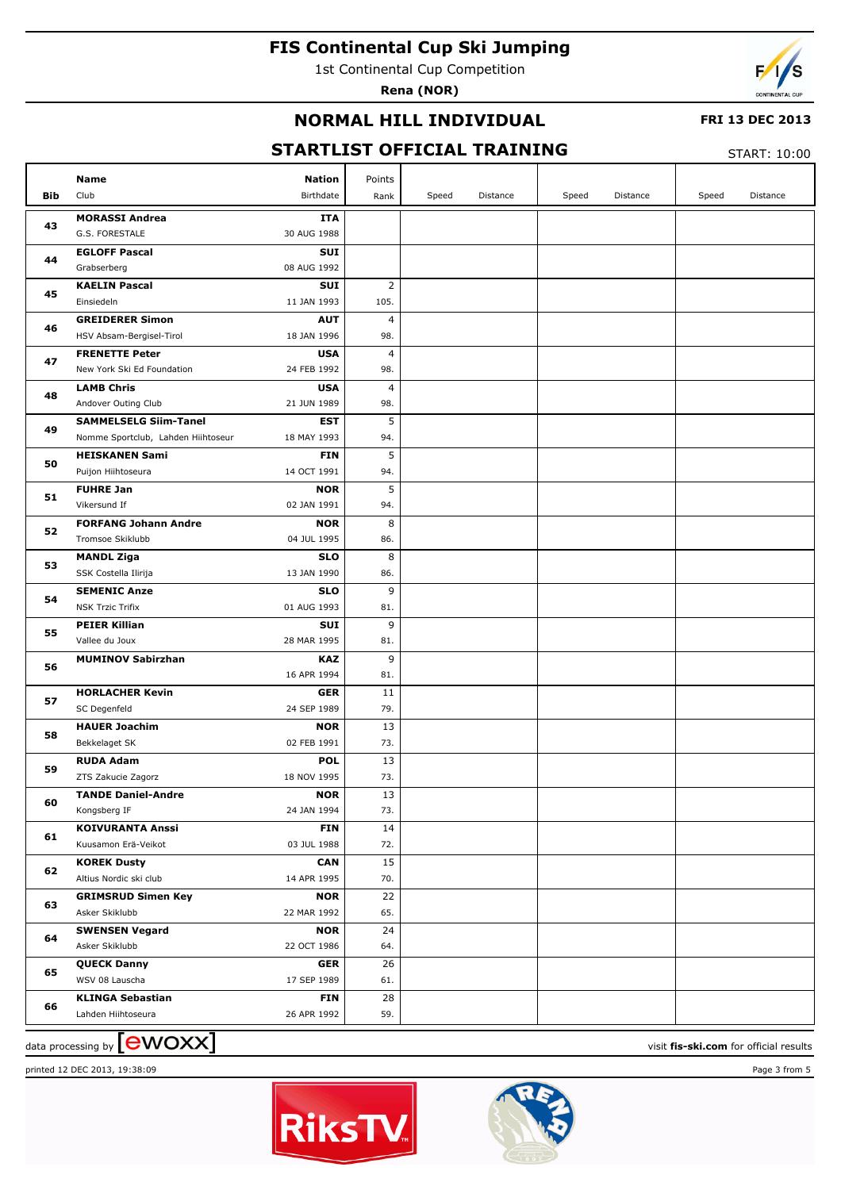# FIS Continental Cup Ski Jumping

1st Continental Cup Competition

**Rena (NOR)**

## NORMAL HILL INDIVIDUAL

**FRI 13 DEC 2013**

## STARTLIST OFFICIAL TRAINING

START: 10:00

| Bib | Name / Club | Nation / Birthdate | Points / Rank | Speed | Distance | Speed | Distance | Speed | Distance |
|---|---|---|---|---|---|---|---|---|---|
| 43 | **MORASSI Andrea**<br>G.S. FORESTALE | **ITA**<br>30 AUG 1988 | | | | | | | |
| 44 | **EGLOFF Pascal**<br>Grabserberg | **SUI**<br>08 AUG 1992 | | | | | | | |
| 45 | **KAELIN Pascal**<br>Einsiedeln | **SUI**<br>11 JAN 1993 | 2<br>105. | | | | | | |
| 46 | **GREIDERER Simon**<br>HSV Absam-Bergisel-Tirol | **AUT**<br>18 JAN 1996 | 4<br>98. | | | | | | |
| 47 | **FRENETTE Peter**<br>New York Ski Ed Foundation | **USA**<br>24 FEB 1992 | 4<br>98. | | | | | | |
| 48 | **LAMB Chris**<br>Andover Outing Club | **USA**<br>21 JUN 1989 | 4<br>98. | | | | | | |
| 49 | **SAMMELSELG Siim-Tanel**<br>Nomme Sportclub, Lahden Hiihtoseur | **EST**<br>18 MAY 1993 | 5<br>94. | | | | | | |
| 50 | **HEISKANEN Sami**<br>Puijon Hiihtoseura | **FIN**<br>14 OCT 1991 | 5<br>94. | | | | | | |
| 51 | **FUHRE Jan**<br>Vikersund If | **NOR**<br>02 JAN 1991 | 5<br>94. | | | | | | |
| 52 | **FORFANG Johann Andre**<br>Tromsoe Skiklubb | **NOR**<br>04 JUL 1995 | 8<br>86. | | | | | | |
| 53 | **MANDL Ziga**<br>SSK Costella Ilirija | **SLO**<br>13 JAN 1990 | 8<br>86. | | | | | | |
| 54 | **SEMENIC Anze**<br>NSK Trzic Trifix | **SLO**<br>01 AUG 1993 | 9<br>81. | | | | | | |
| 55 | **PEIER Killian**<br>Vallee du Joux | **SUI**<br>28 MAR 1995 | 9<br>81. | | | | | | |
| 56 | **MUMINOV Sabirzhan** | **KAZ**<br>16 APR 1994 | 9<br>81. | | | | | | |
| 57 | **HORLACHER Kevin**<br>SC Degenfeld | **GER**<br>24 SEP 1989 | 11<br>79. | | | | | | |
| 58 | **HAUER Joachim**<br>Bekkelaget SK | **NOR**<br>02 FEB 1991 | 13<br>73. | | | | | | |
| 59 | **RUDA Adam**<br>ZTS Zakucie Zagorz | **POL**<br>18 NOV 1995 | 13<br>73. | | | | | | |
| 60 | **TANDE Daniel-Andre**<br>Kongsberg IF | **NOR**<br>24 JAN 1994 | 13<br>73. | | | | | | |
| 61 | **KOIVURANTA Anssi**<br>Kuusamon Erä-Veikot | **FIN**<br>03 JUL 1988 | 14<br>72. | | | | | | |
| 62 | **KOREK Dusty**<br>Altius Nordic ski club | **CAN**<br>14 APR 1995 | 15<br>70. | | | | | | |
| 63 | **GRIMSRUD Simen Key**<br>Asker Skiklubb | **NOR**<br>22 MAR 1992 | 22<br>65. | | | | | | |
| 64 | **SWENSEN Vegard**<br>Asker Skiklubb | **NOR**<br>22 OCT 1986 | 24<br>64. | | | | | | |
| 65 | **QUECK Danny**<br>WSV 08 Lauscha | **GER**<br>17 SEP 1989 | 26<br>61. | | | | | | |
| 66 | **KLINGA Sebastian**<br>Lahden Hiihtoseura | **FIN**<br>26 APR 1992 | 28<br>59. | | | | | | |

data processing by ewoxx — visit **fis-ski.com** for official results

printed 12 DEC 2013, 19:38:09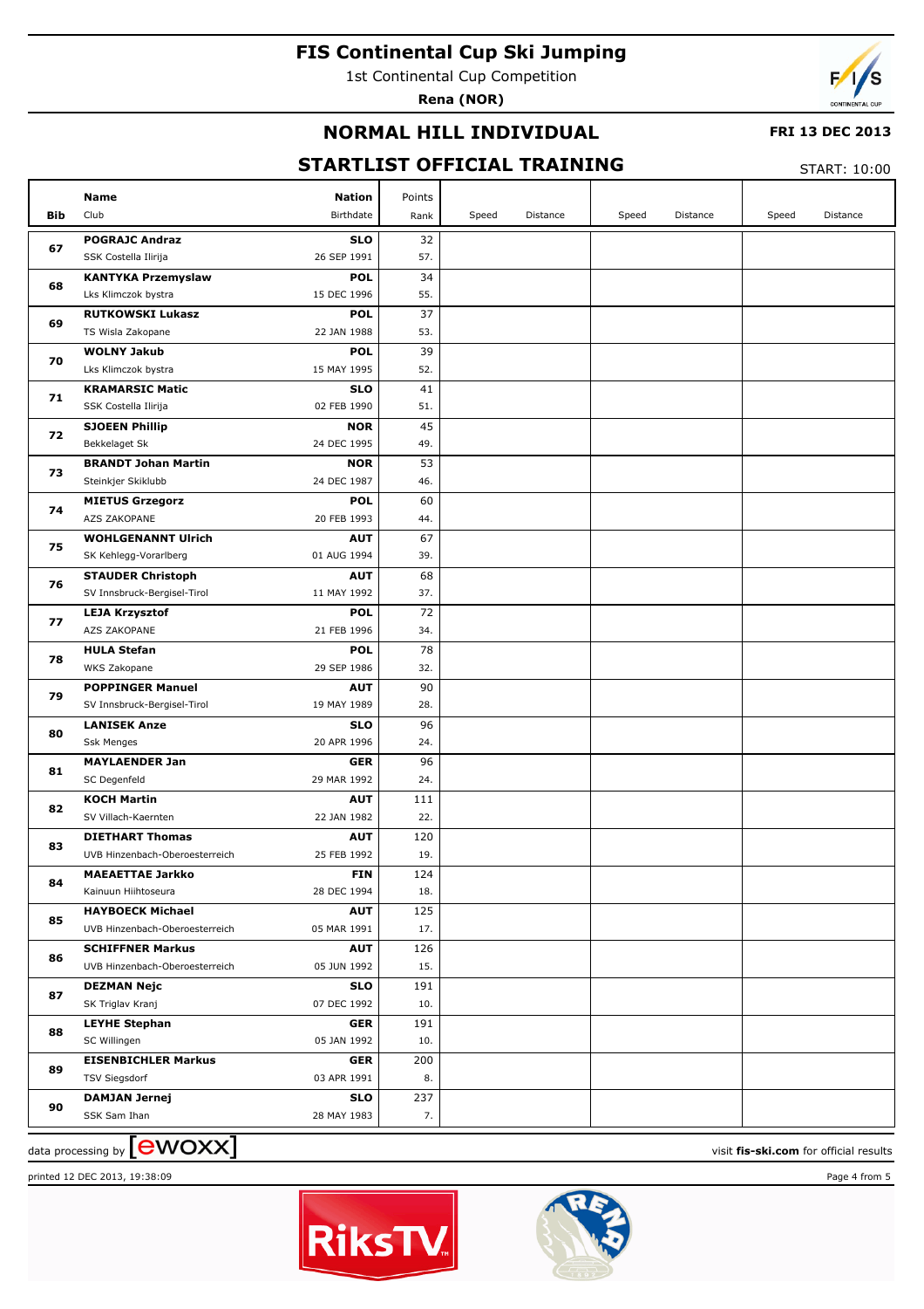# FIS Continental Cup Ski Jumping

1st Continental Cup Competition

**Rena (NOR)**

## NORMAL HILL INDIVIDUAL

**FRI 13 DEC 2013**

## STARTLIST OFFICIAL TRAINING

START: 10:00

| Bib | Name / Club | Nation / Birthdate | Points / Rank | Speed | Distance | Speed | Distance | Speed | Distance |
|---|---|---|---|---|---|---|---|---|---|
| 67 | **POGRAJC Andraz** SSK Costella Ilirija | **SLO** 26 SEP 1991 | 32 57. | | | | | | |
| 68 | **KANTYKA Przemyslaw** Lks Klimczok bystra | **POL** 15 DEC 1996 | 34 55. | | | | | | |
| 69 | **RUTKOWSKI Lukasz** TS Wisla Zakopane | **POL** 22 JAN 1988 | 37 53. | | | | | | |
| 70 | **WOLNY Jakub** Lks Klimczok bystra | **POL** 15 MAY 1995 | 39 52. | | | | | | |
| 71 | **KRAMARSIC Matic** SSK Costella Ilirija | **SLO** 02 FEB 1990 | 41 51. | | | | | | |
| 72 | **SJOEEN Phillip** Bekkelaget Sk | **NOR** 24 DEC 1995 | 45 49. | | | | | | |
| 73 | **BRANDT Johan Martin** Steinkjer Skiklubb | **NOR** 24 DEC 1987 | 53 46. | | | | | | |
| 74 | **MIETUS Grzegorz** AZS ZAKOPANE | **POL** 20 FEB 1993 | 60 44. | | | | | | |
| 75 | **WOHLGENANNT Ulrich** SK Kehlegg-Vorarlberg | **AUT** 01 AUG 1994 | 67 39. | | | | | | |
| 76 | **STAUDER Christoph** SV Innsbruck-Bergisel-Tirol | **AUT** 11 MAY 1992 | 68 37. | | | | | | |
| 77 | **LEJA Krzysztof** AZS ZAKOPANE | **POL** 21 FEB 1996 | 72 34. | | | | | | |
| 78 | **HULA Stefan** WKS Zakopane | **POL** 29 SEP 1986 | 78 32. | | | | | | |
| 79 | **POPPINGER Manuel** SV Innsbruck-Bergisel-Tirol | **AUT** 19 MAY 1989 | 90 28. | | | | | | |
| 80 | **LANISEK Anze** Ssk Menges | **SLO** 20 APR 1996 | 96 24. | | | | | | |
| 81 | **MAYLAENDER Jan** SC Degenfeld | **GER** 29 MAR 1992 | 96 24. | | | | | | |
| 82 | **KOCH Martin** SV Villach-Kaernten | **AUT** 22 JAN 1982 | 111 22. | | | | | | |
| 83 | **DIETHART Thomas** UVB Hinzenbach-Oberoesterreich | **AUT** 25 FEB 1992 | 120 19. | | | | | | |
| 84 | **MAEAETTAE Jarkko** Kainuun Hiihtoseura | **FIN** 28 DEC 1994 | 124 18. | | | | | | |
| 85 | **HAYBOECK Michael** UVB Hinzenbach-Oberoesterreich | **AUT** 05 MAR 1991 | 125 17. | | | | | | |
| 86 | **SCHIFFNER Markus** UVB Hinzenbach-Oberoesterreich | **AUT** 05 JUN 1992 | 126 15. | | | | | | |
| 87 | **DEZMAN Nejc** SK Triglav Kranj | **SLO** 07 DEC 1992 | 191 10. | | | | | | |
| 88 | **LEYHE Stephan** SC Willingen | **GER** 05 JAN 1992 | 191 10. | | | | | | |
| 89 | **EISENBICHLER Markus** TSV Siegsdorf | **GER** 03 APR 1991 | 200 8. | | | | | | |
| 90 | **DAMJAN Jernej** SSK Sam Ihan | **SLO** 28 MAY 1983 | 237 7. | | | | | | |

data processing by ewoxx — visit **fis-ski.com** for official results

printed 12 DEC 2013, 19:38:09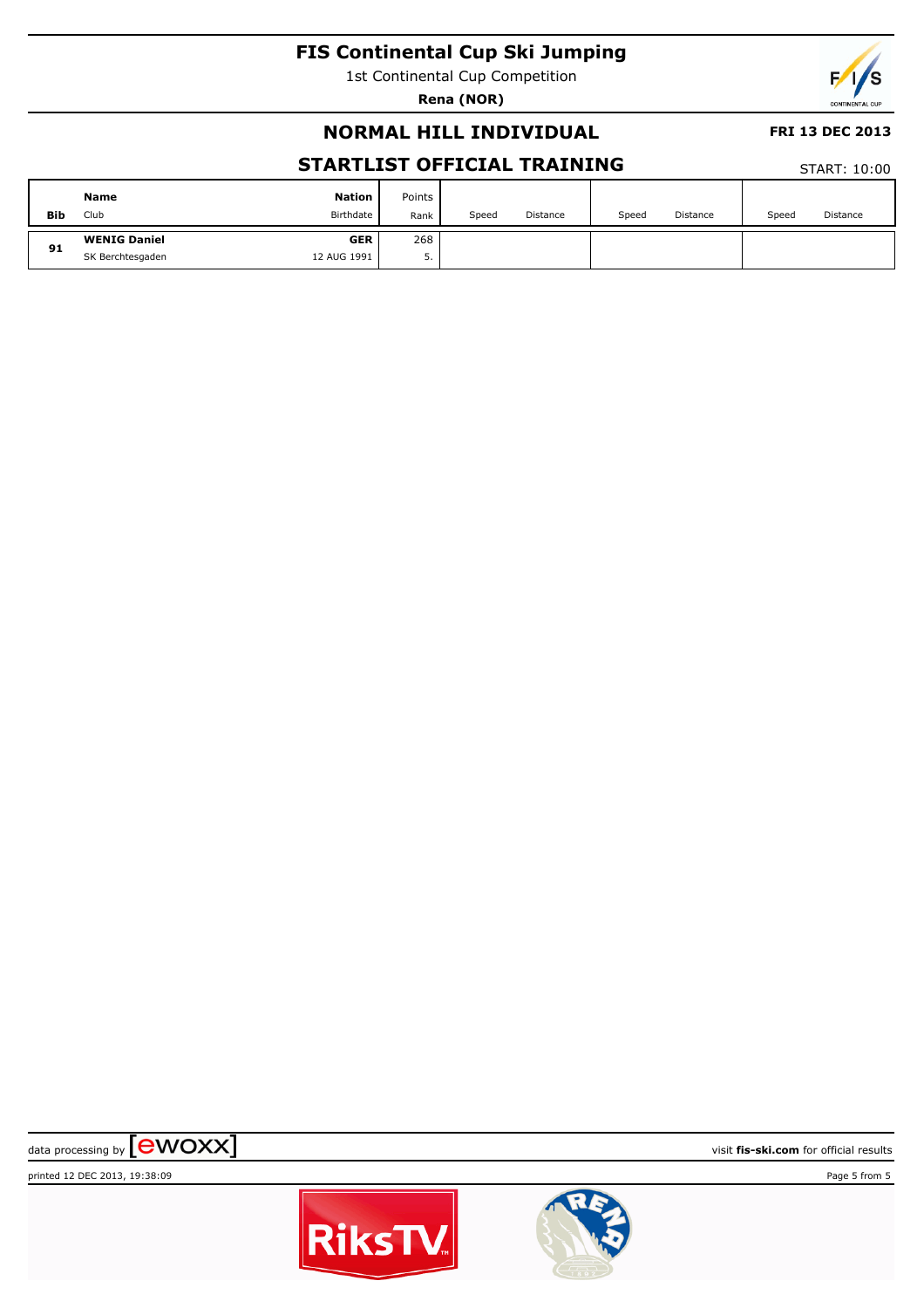# FIS Continental Cup Ski Jumping

1st Continental Cup Competition

**Rena (NOR)**

## NORMAL HILL INDIVIDUAL

**FRI 13 DEC 2013**

## STARTLIST OFFICIAL TRAINING

START: 10:00

| Bib | Name / Club | Nation / Birthdate | Points / Rank | Speed | Distance | Speed | Distance | Speed | Distance |
|---|---|---|---|---|---|---|---|---|---|
| 91 | **WENIG Daniel** SK Berchtesgaden | **GER** 12 AUG 1991 | 268 5. | | | | | | |

data processing by [ewoxx]

visit **fis-ski.com** for official results

printed 12 DEC 2013, 19:38:09